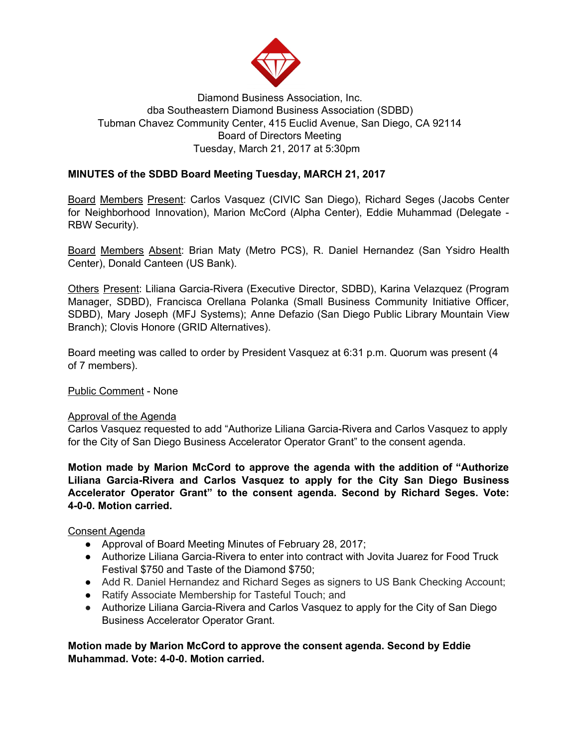Diamond Business Association, Inc.
dba Southeastern Diamond Business Association (SDBD)
Tubman Chavez Community Center, 415 Euclid Avenue, San Diego, CA 92114
Board of Directors Meeting
Tuesday, March 21, 2017 at 5:30pm

**MINUTES of the SDBD Board Meeting Tuesday, MARCH 21, 2017**

Board Members Present: Carlos Vasquez (CIVIC San Diego), Richard Seges (Jacobs Center for Neighborhood Innovation), Marion McCord (Alpha Center), Eddie Muhammad (Delegate - RBW Security).

Board Members Absent: Brian Maty (Metro PCS), R. Daniel Hernandez (San Ysidro Health Center), Donald Canteen (US Bank).

Others Present: Liliana Garcia-Rivera (Executive Director, SDBD), Karina Velazquez (Program Manager, SDBD), Francisca Orellana Polanka (Small Business Community Initiative Officer, SDBD), Mary Joseph (MFJ Systems); Anne Defazio (San Diego Public Library Mountain View Branch); Clovis Honore (GRID Alternatives).

Board meeting was called to order by President Vasquez at 6:31 p.m. Quorum was present (4 of 7 members).

Public Comment - None

Approval of the Agenda
Carlos Vasquez requested to add "Authorize Liliana Garcia-Rivera and Carlos Vasquez to apply for the City of San Diego Business Accelerator Operator Grant" to the consent agenda.

**Motion made by Marion McCord to approve the agenda with the addition of "Authorize Liliana Garcia-Rivera and Carlos Vasquez to apply for the City San Diego Business Accelerator Operator Grant" to the consent agenda. Second by Richard Seges. Vote: 4-0-0. Motion carried.**

Consent Agenda

- Approval of Board Meeting Minutes of February 28, 2017;
- Authorize Liliana Garcia-Rivera to enter into contract with Jovita Juarez for Food Truck Festival $750 and Taste of the Diamond $750;
- Add R. Daniel Hernandez and Richard Seges as signers to US Bank Checking Account;
- Ratify Associate Membership for Tasteful Touch; and
- Authorize Liliana Garcia-Rivera and Carlos Vasquez to apply for the City of San Diego Business Accelerator Operator Grant.

**Motion made by Marion McCord to approve the consent agenda. Second by Eddie Muhammad. Vote: 4-0-0. Motion carried.**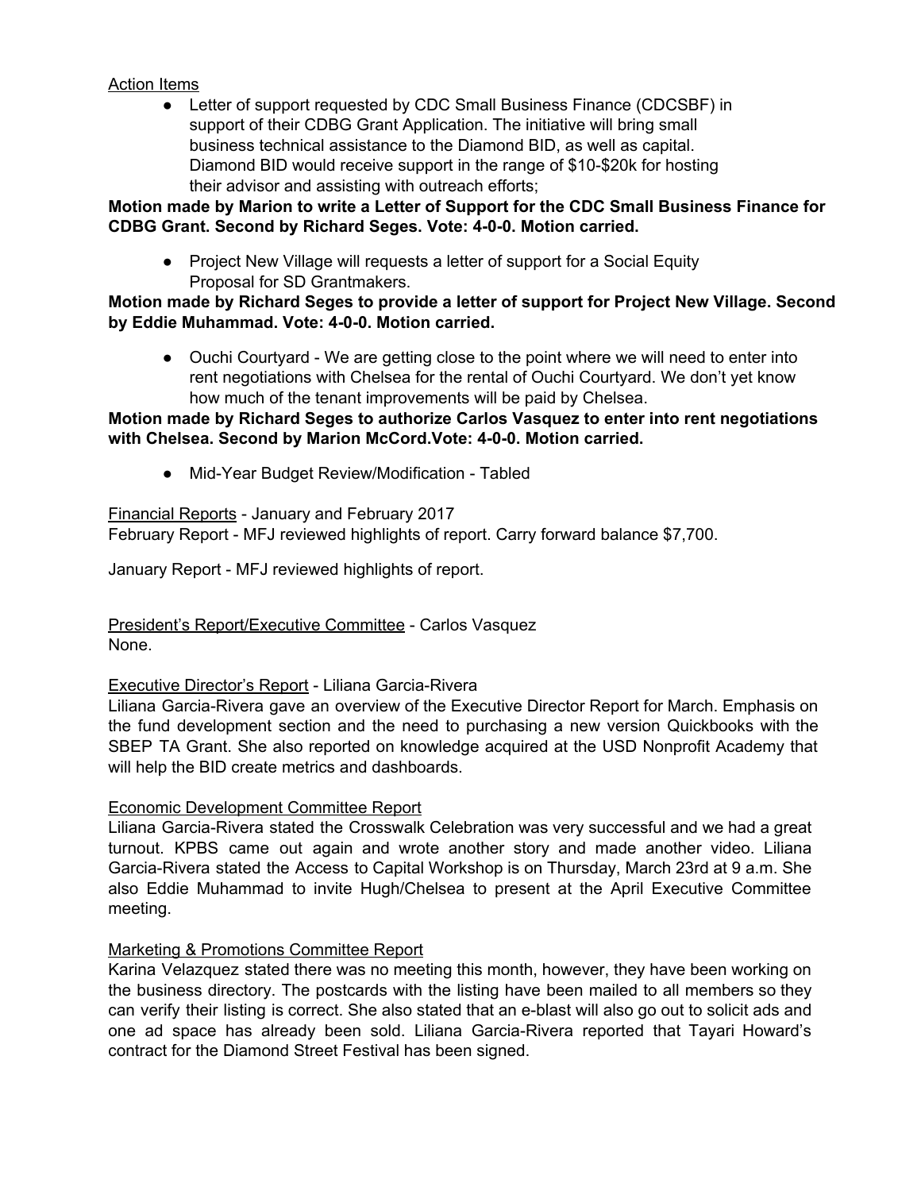Action Items

- Letter of support requested by CDC Small Business Finance (CDCSBF) in support of their CDBG Grant Application. The initiative will bring small business technical assistance to the Diamond BID, as well as capital. Diamond BID would receive support in the range of $10-$20k for hosting their advisor and assisting with outreach efforts;

**Motion made by Marion to write a Letter of Support for the CDC Small Business Finance for CDBG Grant. Second by Richard Seges. Vote: 4-0-0. Motion carried.**

- Project New Village will requests a letter of support for a Social Equity Proposal for SD Grantmakers.

**Motion made by Richard Seges to provide a letter of support for Project New Village. Second by Eddie Muhammad. Vote: 4-0-0. Motion carried.**

- Ouchi Courtyard - We are getting close to the point where we will need to enter into rent negotiations with Chelsea for the rental of Ouchi Courtyard. We don't yet know how much of the tenant improvements will be paid by Chelsea.

**Motion made by Richard Seges to authorize Carlos Vasquez to enter into rent negotiations with Chelsea. Second by Marion McCord.Vote: 4-0-0. Motion carried.**

- Mid-Year Budget Review/Modification - Tabled

Financial Reports - January and February 2017

February Report - MFJ reviewed highlights of report. Carry forward balance $7,700.

January Report - MFJ reviewed highlights of report.

President's Report/Executive Committee - Carlos Vasquez

None.

Executive Director's Report - Liliana Garcia-Rivera

Liliana Garcia-Rivera gave an overview of the Executive Director Report for March. Emphasis on the fund development section and the need to purchasing a new version Quickbooks with the SBEP TA Grant. She also reported on knowledge acquired at the USD Nonprofit Academy that will help the BID create metrics and dashboards.

Economic Development Committee Report

Liliana Garcia-Rivera stated the Crosswalk Celebration was very successful and we had a great turnout. KPBS came out again and wrote another story and made another video. Liliana Garcia-Rivera stated the Access to Capital Workshop is on Thursday, March 23rd at 9 a.m. She also Eddie Muhammad to invite Hugh/Chelsea to present at the April Executive Committee meeting.

Marketing & Promotions Committee Report

Karina Velazquez stated there was no meeting this month, however, they have been working on the business directory. The postcards with the listing have been mailed to all members so they can verify their listing is correct. She also stated that an e-blast will also go out to solicit ads and one ad space has already been sold. Liliana Garcia-Rivera reported that Tayari Howard's contract for the Diamond Street Festival has been signed.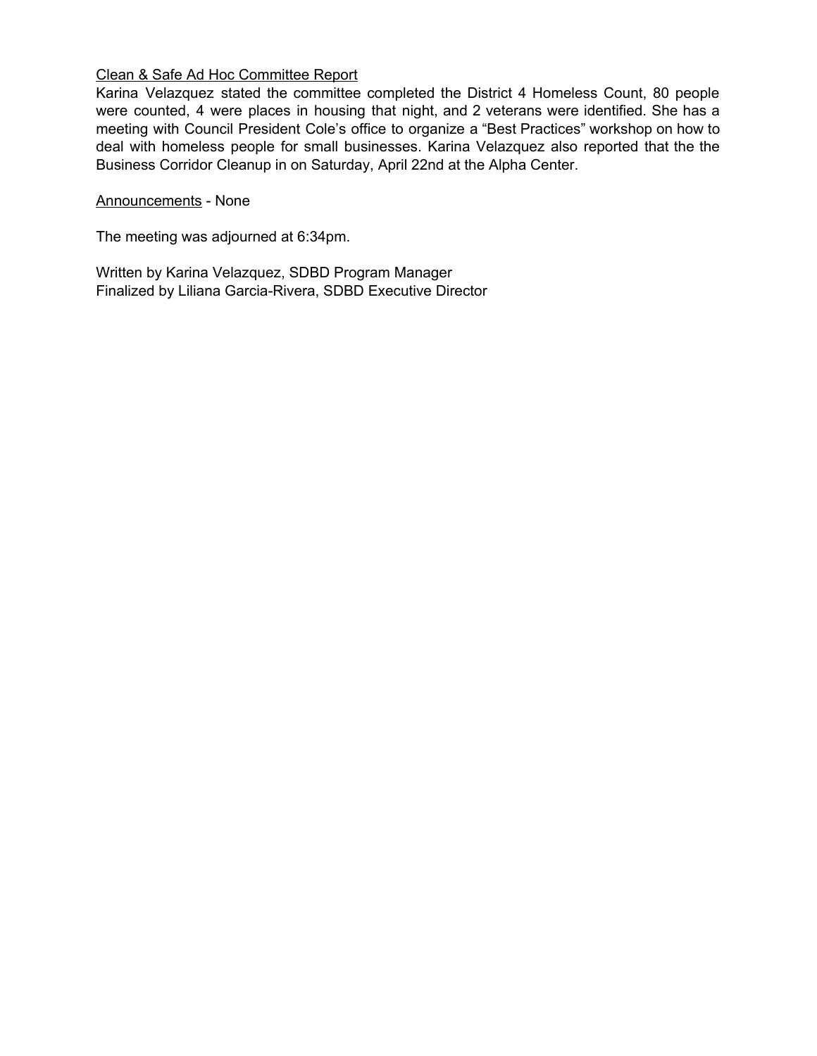<u>Clean & Safe Ad Hoc Committee Report</u>
Karina Velazquez stated the committee completed the District 4 Homeless Count, 80 people were counted, 4 were places in housing that night, and 2 veterans were identified. She has a meeting with Council President Cole's office to organize a "Best Practices" workshop on how to deal with homeless people for small businesses. Karina Velazquez also reported that the the Business Corridor Cleanup in on Saturday, April 22nd at the Alpha Center.

<u>Announcements</u> - None

The meeting was adjourned at 6:34pm.

Written by Karina Velazquez, SDBD Program Manager
Finalized by Liliana Garcia-Rivera, SDBD Executive Director